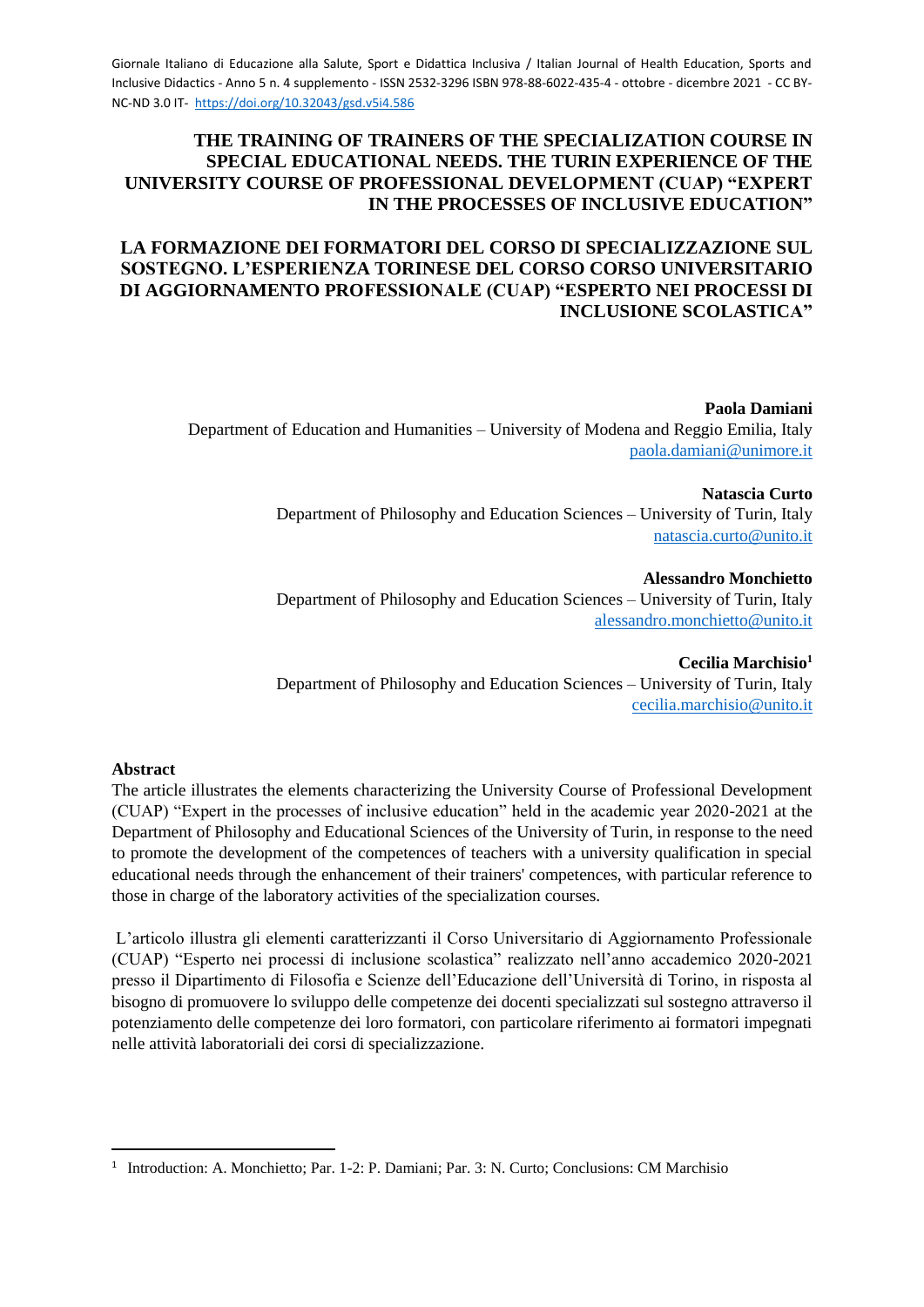# THE TRAINING OF TRAINERS OF THE SPECIALIZATION COURSE IN SPECIAL EDUCATIONAL NEEDS. THE TURIN EXPERIENCE OF THE UNIVERSITY COURSE OF PROFESSIONAL DEVELOPMENT (CUAP) "EXPERT IN THE PROCESSES OF INCLUSIVE EDUCATION"

# LA FORMAZIONE DEI FORMATORI DEL CORSO DI SPECIALIZZAZIONE SUL SOSTEGNO. L'ESPERIENZA TORINESE DEL CORSO CORSO UNIVERSITARIO DI AGGIORNAMENTO PROFESSIONALE (CUAP) "ESPERTO NEI PROCESSI DI INCLUSIONE SCOLASTICA"

**Paola Damiani**
Department of Education and Humanities – University of Modena and Reggio Emilia, Italy
paola.damiani@unimore.it

**Natascia Curto**
Department of Philosophy and Education Sciences – University of Turin, Italy
natascia.curto@unito.it

**Alessandro Monchietto**
Department of Philosophy and Education Sciences – University of Turin, Italy
alessandro.monchietto@unito.it

**Cecilia Marchisio**[1]
Department of Philosophy and Education Sciences – University of Turin, Italy
cecilia.marchisio@unito.it

**Abstract**

The article illustrates the elements characterizing the University Course of Professional Development (CUAP) "Expert in the processes of inclusive education" held in the academic year 2020-2021 at the Department of Philosophy and Educational Sciences of the University of Turin, in response to the need to promote the development of the competences of teachers with a university qualification in special educational needs through the enhancement of their trainers' competences, with particular reference to those in charge of the laboratory activities of the specialization courses.

L'articolo illustra gli elementi caratterizzanti il Corso Universitario di Aggiornamento Professionale (CUAP) "Esperto nei processi di inclusione scolastica" realizzato nell'anno accademico 2020-2021 presso il Dipartimento di Filosofia e Scienze dell'Educazione dell'Università di Torino, in risposta al bisogno di promuovere lo sviluppo delle competenze dei docenti specializzati sul sostegno attraverso il potenziamento delle competenze dei loro formatori, con particolare riferimento ai formatori impegnati nelle attività laboratoriali dei corsi di specializzazione.

---

[1] Introduction: A. Monchietto; Par. 1-2: P. Damiani; Par. 3: N. Curto; Conclusions: CM Marchisio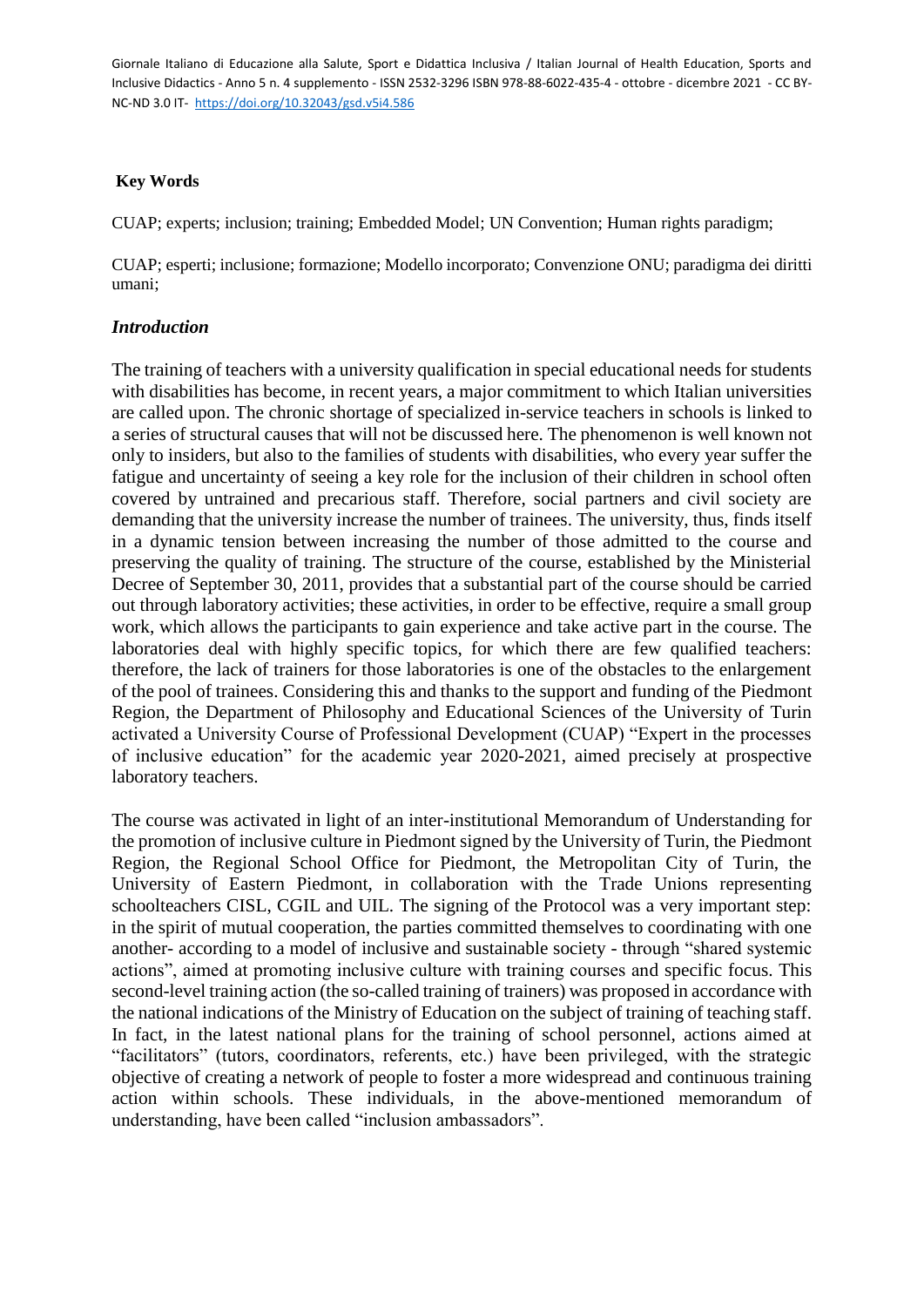**Key Words**

CUAP; experts; inclusion; training; Embedded Model; UN Convention; Human rights paradigm;

CUAP; esperti; inclusione; formazione; Modello incorporato; Convenzione ONU; paradigma dei diritti umani;

## *Introduction*

The training of teachers with a university qualification in special educational needs for students with disabilities has become, in recent years, a major commitment to which Italian universities are called upon. The chronic shortage of specialized in-service teachers in schools is linked to a series of structural causes that will not be discussed here. The phenomenon is well known not only to insiders, but also to the families of students with disabilities, who every year suffer the fatigue and uncertainty of seeing a key role for the inclusion of their children in school often covered by untrained and precarious staff. Therefore, social partners and civil society are demanding that the university increase the number of trainees. The university, thus, finds itself in a dynamic tension between increasing the number of those admitted to the course and preserving the quality of training. The structure of the course, established by the Ministerial Decree of September 30, 2011, provides that a substantial part of the course should be carried out through laboratory activities; these activities, in order to be effective, require a small group work, which allows the participants to gain experience and take active part in the course. The laboratories deal with highly specific topics, for which there are few qualified teachers: therefore, the lack of trainers for those laboratories is one of the obstacles to the enlargement of the pool of trainees. Considering this and thanks to the support and funding of the Piedmont Region, the Department of Philosophy and Educational Sciences of the University of Turin activated a University Course of Professional Development (CUAP) "Expert in the processes of inclusive education" for the academic year 2020-2021, aimed precisely at prospective laboratory teachers.

The course was activated in light of an inter-institutional Memorandum of Understanding for the promotion of inclusive culture in Piedmont signed by the University of Turin, the Piedmont Region, the Regional School Office for Piedmont, the Metropolitan City of Turin, the University of Eastern Piedmont, in collaboration with the Trade Unions representing schoolteachers CISL, CGIL and UIL. The signing of the Protocol was a very important step: in the spirit of mutual cooperation, the parties committed themselves to coordinating with one another- according to a model of inclusive and sustainable society - through "shared systemic actions", aimed at promoting inclusive culture with training courses and specific focus. This second-level training action (the so-called training of trainers) was proposed in accordance with the national indications of the Ministry of Education on the subject of training of teaching staff. In fact, in the latest national plans for the training of school personnel, actions aimed at "facilitators" (tutors, coordinators, referents, etc.) have been privileged, with the strategic objective of creating a network of people to foster a more widespread and continuous training action within schools. These individuals, in the above-mentioned memorandum of understanding, have been called "inclusion ambassadors".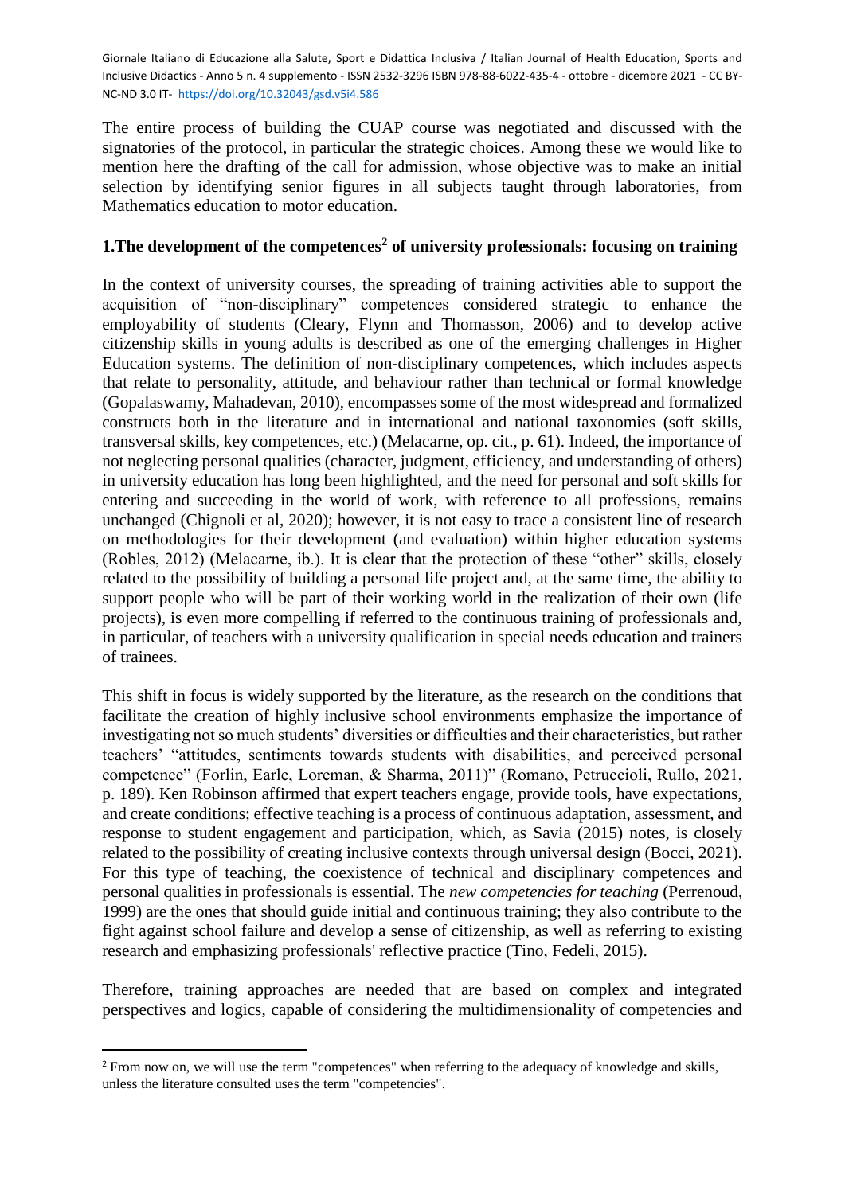The entire process of building the CUAP course was negotiated and discussed with the signatories of the protocol, in particular the strategic choices. Among these we would like to mention here the drafting of the call for admission, whose objective was to make an initial selection by identifying senior figures in all subjects taught through laboratories, from Mathematics education to motor education.

## 1.The development of the competences[2] of university professionals: focusing on training

In the context of university courses, the spreading of training activities able to support the acquisition of "non-disciplinary" competences considered strategic to enhance the employability of students (Cleary, Flynn and Thomasson, 2006) and to develop active citizenship skills in young adults is described as one of the emerging challenges in Higher Education systems. The definition of non-disciplinary competences, which includes aspects that relate to personality, attitude, and behaviour rather than technical or formal knowledge (Gopalaswamy, Mahadevan, 2010), encompasses some of the most widespread and formalized constructs both in the literature and in international and national taxonomies (soft skills, transversal skills, key competences, etc.) (Melacarne, op. cit., p. 61). Indeed, the importance of not neglecting personal qualities (character, judgment, efficiency, and understanding of others) in university education has long been highlighted, and the need for personal and soft skills for entering and succeeding in the world of work, with reference to all professions, remains unchanged (Chignoli et al, 2020); however, it is not easy to trace a consistent line of research on methodologies for their development (and evaluation) within higher education systems (Robles, 2012) (Melacarne, ib.). It is clear that the protection of these "other" skills, closely related to the possibility of building a personal life project and, at the same time, the ability to support people who will be part of their working world in the realization of their own (life projects), is even more compelling if referred to the continuous training of professionals and, in particular, of teachers with a university qualification in special needs education and trainers of trainees.

This shift in focus is widely supported by the literature, as the research on the conditions that facilitate the creation of highly inclusive school environments emphasize the importance of investigating not so much students' diversities or difficulties and their characteristics, but rather teachers' "attitudes, sentiments towards students with disabilities, and perceived personal competence" (Forlin, Earle, Loreman, & Sharma, 2011)" (Romano, Petruccioli, Rullo, 2021, p. 189). Ken Robinson affirmed that expert teachers engage, provide tools, have expectations, and create conditions; effective teaching is a process of continuous adaptation, assessment, and response to student engagement and participation, which, as Savia (2015) notes, is closely related to the possibility of creating inclusive contexts through universal design (Bocci, 2021). For this type of teaching, the coexistence of technical and disciplinary competences and personal qualities in professionals is essential. The *new competencies for teaching* (Perrenoud, 1999) are the ones that should guide initial and continuous training; they also contribute to the fight against school failure and develop a sense of citizenship, as well as referring to existing research and emphasizing professionals' reflective practice (Tino, Fedeli, 2015).

Therefore, training approaches are needed that are based on complex and integrated perspectives and logics, capable of considering the multidimensionality of competencies and

[2] From now on, we will use the term "competences" when referring to the adequacy of knowledge and skills, unless the literature consulted uses the term "competencies".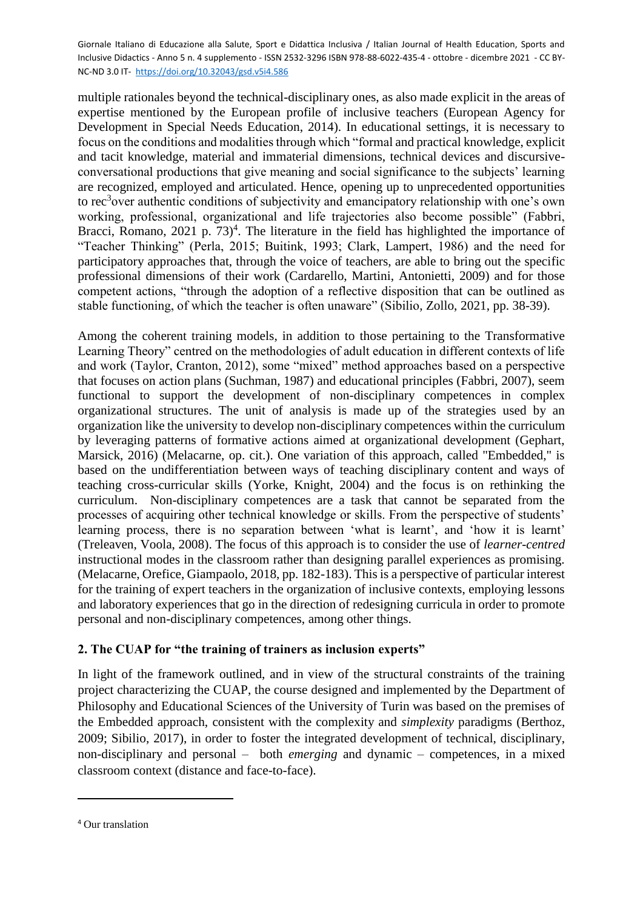multiple rationales beyond the technical-disciplinary ones, as also made explicit in the areas of expertise mentioned by the European profile of inclusive teachers (European Agency for Development in Special Needs Education, 2014). In educational settings, it is necessary to focus on the conditions and modalities through which "formal and practical knowledge, explicit and tacit knowledge, material and immaterial dimensions, technical devices and discursive-conversational productions that give meaning and social significance to the subjects' learning are recognized, employed and articulated. Hence, opening up to unprecedented opportunities to rec[3]over authentic conditions of subjectivity and emancipatory relationship with one's own working, professional, organizational and life trajectories also become possible" (Fabbri, Bracci, Romano, 2021 p. 73)[4]. The literature in the field has highlighted the importance of "Teacher Thinking" (Perla, 2015; Buitink, 1993; Clark, Lampert, 1986) and the need for participatory approaches that, through the voice of teachers, are able to bring out the specific professional dimensions of their work (Cardarello, Martini, Antonietti, 2009) and for those competent actions, "through the adoption of a reflective disposition that can be outlined as stable functioning, of which the teacher is often unaware" (Sibilio, Zollo, 2021, pp. 38-39).

Among the coherent training models, in addition to those pertaining to the Transformative Learning Theory" centred on the methodologies of adult education in different contexts of life and work (Taylor, Cranton, 2012), some "mixed" method approaches based on a perspective that focuses on action plans (Suchman, 1987) and educational principles (Fabbri, 2007), seem functional to support the development of non-disciplinary competences in complex organizational structures. The unit of analysis is made up of the strategies used by an organization like the university to develop non-disciplinary competences within the curriculum by leveraging patterns of formative actions aimed at organizational development (Gephart, Marsick, 2016) (Melacarne, op. cit.). One variation of this approach, called "Embedded," is based on the undifferentiation between ways of teaching disciplinary content and ways of teaching cross-curricular skills (Yorke, Knight, 2004) and the focus is on rethinking the curriculum. Non-disciplinary competences are a task that cannot be separated from the processes of acquiring other technical knowledge or skills. From the perspective of students' learning process, there is no separation between 'what is learnt', and 'how it is learnt' (Treleaven, Voola, 2008). The focus of this approach is to consider the use of *learner-centred* instructional modes in the classroom rather than designing parallel experiences as promising. (Melacarne, Orefice, Giampaolo, 2018, pp. 182-183). This is a perspective of particular interest for the training of expert teachers in the organization of inclusive contexts, employing lessons and laboratory experiences that go in the direction of redesigning curricula in order to promote personal and non-disciplinary competences, among other things.

## 2. The CUAP for "the training of trainers as inclusion experts"

In light of the framework outlined, and in view of the structural constraints of the training project characterizing the CUAP, the course designed and implemented by the Department of Philosophy and Educational Sciences of the University of Turin was based on the premises of the Embedded approach, consistent with the complexity and *simplexity* paradigms (Berthoz, 2009; Sibilio, 2017), in order to foster the integrated development of technical, disciplinary, non-disciplinary and personal – both *emerging* and dynamic – competences, in a mixed classroom context (distance and face-to-face).

[4] Our translation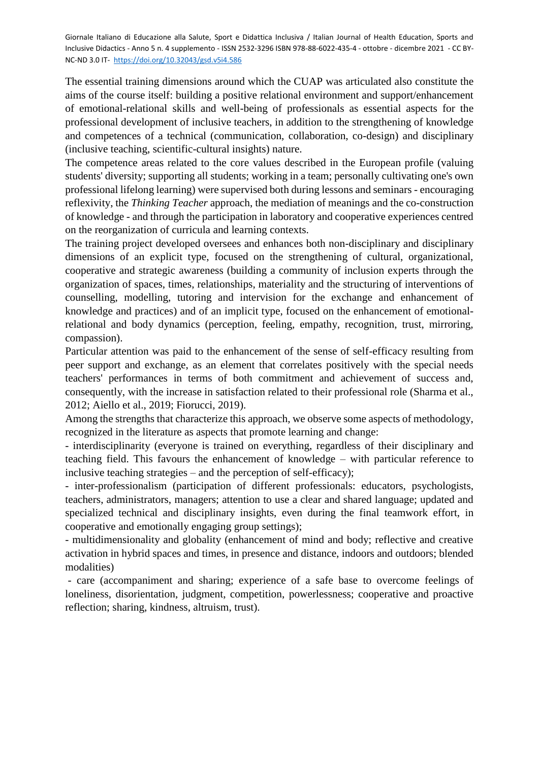The essential training dimensions around which the CUAP was articulated also constitute the aims of the course itself: building a positive relational environment and support/enhancement of emotional-relational skills and well-being of professionals as essential aspects for the professional development of inclusive teachers, in addition to the strengthening of knowledge and competences of a technical (communication, collaboration, co-design) and disciplinary (inclusive teaching, scientific-cultural insights) nature.

The competence areas related to the core values described in the European profile (valuing students' diversity; supporting all students; working in a team; personally cultivating one's own professional lifelong learning) were supervised both during lessons and seminars - encouraging reflexivity, the *Thinking Teacher* approach, the mediation of meanings and the co-construction of knowledge - and through the participation in laboratory and cooperative experiences centred on the reorganization of curricula and learning contexts.

The training project developed oversees and enhances both non-disciplinary and disciplinary dimensions of an explicit type, focused on the strengthening of cultural, organizational, cooperative and strategic awareness (building a community of inclusion experts through the organization of spaces, times, relationships, materiality and the structuring of interventions of counselling, modelling, tutoring and intervision for the exchange and enhancement of knowledge and practices) and of an implicit type, focused on the enhancement of emotional-relational and body dynamics (perception, feeling, empathy, recognition, trust, mirroring, compassion).

Particular attention was paid to the enhancement of the sense of self-efficacy resulting from peer support and exchange, as an element that correlates positively with the special needs teachers' performances in terms of both commitment and achievement of success and, consequently, with the increase in satisfaction related to their professional role (Sharma et al., 2012; Aiello et al., 2019; Fiorucci, 2019).

Among the strengths that characterize this approach, we observe some aspects of methodology, recognized in the literature as aspects that promote learning and change:

- interdisciplinarity (everyone is trained on everything, regardless of their disciplinary and teaching field. This favours the enhancement of knowledge – with particular reference to inclusive teaching strategies – and the perception of self-efficacy);
- inter-professionalism (participation of different professionals: educators, psychologists, teachers, administrators, managers; attention to use a clear and shared language; updated and specialized technical and disciplinary insights, even during the final teamwork effort, in cooperative and emotionally engaging group settings);
- multidimensionality and globality (enhancement of mind and body; reflective and creative activation in hybrid spaces and times, in presence and distance, indoors and outdoors; blended modalities)
- care (accompaniment and sharing; experience of a safe base to overcome feelings of loneliness, disorientation, judgment, competition, powerlessness; cooperative and proactive reflection; sharing, kindness, altruism, trust).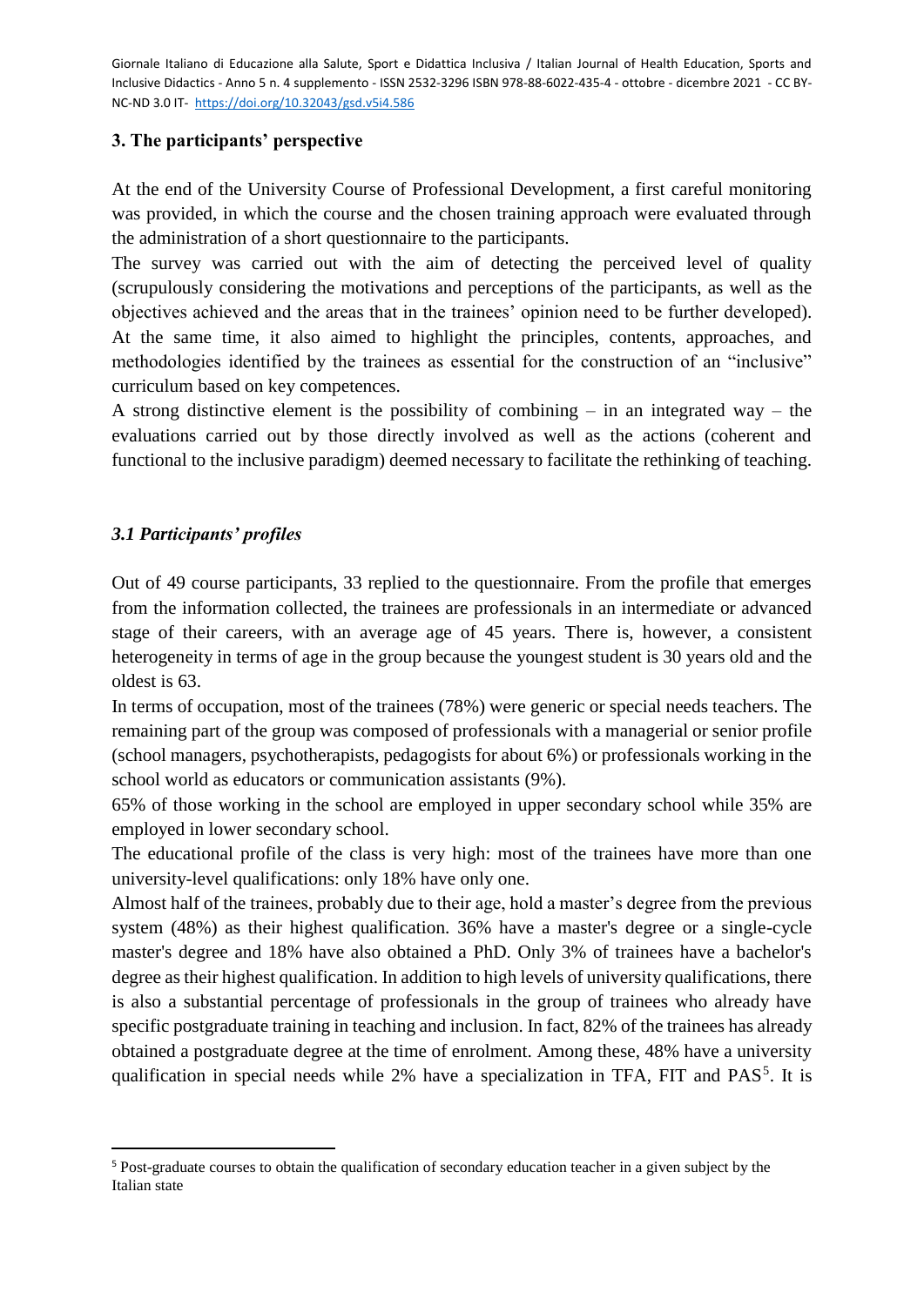## 3. The participants' perspective

At the end of the University Course of Professional Development, a first careful monitoring was provided, in which the course and the chosen training approach were evaluated through the administration of a short questionnaire to the participants.

The survey was carried out with the aim of detecting the perceived level of quality (scrupulously considering the motivations and perceptions of the participants, as well as the objectives achieved and the areas that in the trainees' opinion need to be further developed). At the same time, it also aimed to highlight the principles, contents, approaches, and methodologies identified by the trainees as essential for the construction of an "inclusive" curriculum based on key competences.

A strong distinctive element is the possibility of combining – in an integrated way – the evaluations carried out by those directly involved as well as the actions (coherent and functional to the inclusive paradigm) deemed necessary to facilitate the rethinking of teaching.

### *3.1 Participants' profiles*

Out of 49 course participants, 33 replied to the questionnaire. From the profile that emerges from the information collected, the trainees are professionals in an intermediate or advanced stage of their careers, with an average age of 45 years. There is, however, a consistent heterogeneity in terms of age in the group because the youngest student is 30 years old and the oldest is 63.

In terms of occupation, most of the trainees (78%) were generic or special needs teachers. The remaining part of the group was composed of professionals with a managerial or senior profile (school managers, psychotherapists, pedagogists for about 6%) or professionals working in the school world as educators or communication assistants (9%).

65% of those working in the school are employed in upper secondary school while 35% are employed in lower secondary school.

The educational profile of the class is very high: most of the trainees have more than one university-level qualifications: only 18% have only one.

Almost half of the trainees, probably due to their age, hold a master's degree from the previous system (48%) as their highest qualification. 36% have a master's degree or a single-cycle master's degree and 18% have also obtained a PhD. Only 3% of trainees have a bachelor's degree as their highest qualification. In addition to high levels of university qualifications, there is also a substantial percentage of professionals in the group of trainees who already have specific postgraduate training in teaching and inclusion. In fact, 82% of the trainees has already obtained a postgraduate degree at the time of enrolment. Among these, 48% have a university qualification in special needs while 2% have a specialization in TFA, FIT and PAS[5]. It is

[5] Post-graduate courses to obtain the qualification of secondary education teacher in a given subject by the Italian state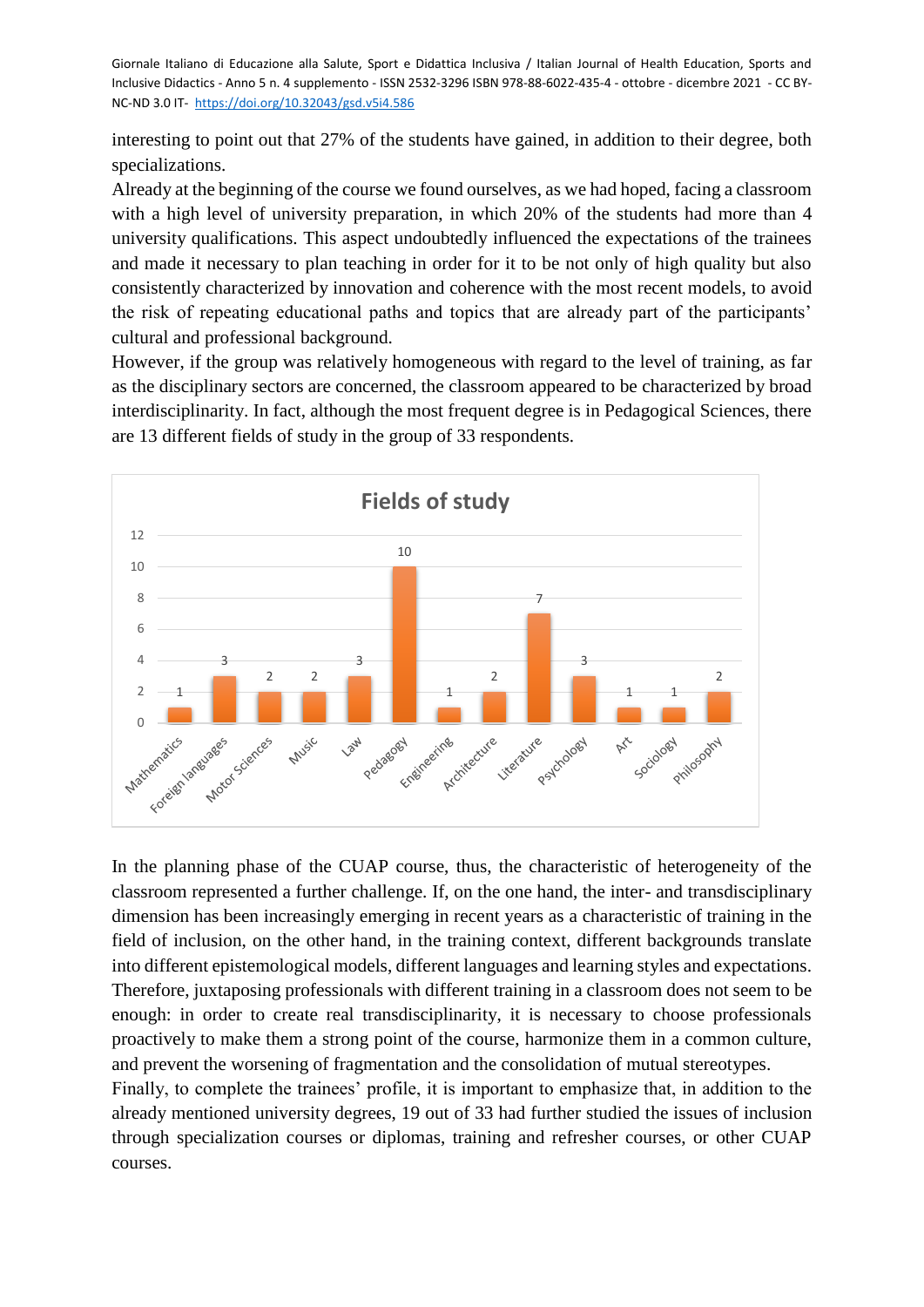interesting to point out that 27% of the students have gained, in addition to their degree, both specializations.

Already at the beginning of the course we found ourselves, as we had hoped, facing a classroom with a high level of university preparation, in which 20% of the students had more than 4 university qualifications. This aspect undoubtedly influenced the expectations of the trainees and made it necessary to plan teaching in order for it to be not only of high quality but also consistently characterized by innovation and coherence with the most recent models, to avoid the risk of repeating educational paths and topics that are already part of the participants' cultural and professional background.

However, if the group was relatively homogeneous with regard to the level of training, as far as the disciplinary sectors are concerned, the classroom appeared to be characterized by broad interdisciplinarity. In fact, although the most frequent degree is in Pedagogical Sciences, there are 13 different fields of study in the group of 33 respondents.

**Fields of study**

| Field | Count |
|---|---|
| Mathematics | 1 |
| Foreign languages | 3 |
| Motor Sciences | 2 |
| Music | 2 |
| Law | 3 |
| Pedagogy | 10 |
| Engineering | 1 |
| Architecture | 2 |
| Literature | 7 |
| Psychology | 3 |
| Art | 1 |
| Sociology | 1 |
| Philosophy | 2 |

In the planning phase of the CUAP course, thus, the characteristic of heterogeneity of the classroom represented a further challenge. If, on the one hand, the inter- and transdisciplinary dimension has been increasingly emerging in recent years as a characteristic of training in the field of inclusion, on the other hand, in the training context, different backgrounds translate into different epistemological models, different languages and learning styles and expectations. Therefore, juxtaposing professionals with different training in a classroom does not seem to be enough: in order to create real transdisciplinarity, it is necessary to choose professionals proactively to make them a strong point of the course, harmonize them in a common culture, and prevent the worsening of fragmentation and the consolidation of mutual stereotypes.

Finally, to complete the trainees' profile, it is important to emphasize that, in addition to the already mentioned university degrees, 19 out of 33 had further studied the issues of inclusion through specialization courses or diplomas, training and refresher courses, or other CUAP courses.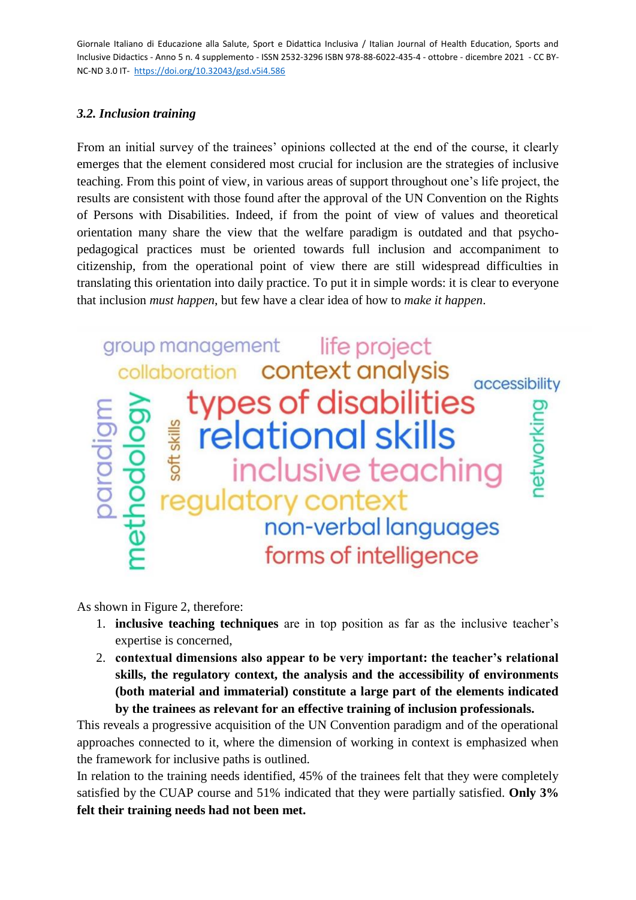### *3.2. Inclusion training*

From an initial survey of the trainees' opinions collected at the end of the course, it clearly emerges that the element considered most crucial for inclusion are the strategies of inclusive teaching. From this point of view, in various areas of support throughout one's life project, the results are consistent with those found after the approval of the UN Convention on the Rights of Persons with Disabilities. Indeed, if from the point of view of values and theoretical orientation many share the view that the welfare paradigm is outdated and that psycho-pedagogical practices must be oriented towards full inclusion and accompaniment to citizenship, from the operational point of view there are still widespread difficulties in translating this orientation into daily practice. To put it in simple words: it is clear to everyone that inclusion *must happen*, but few have a clear idea of how to *make it happen*.

group management life project collaboration context analysis accessibility types of disabilities relational skills inclusive teaching regulatory context non-verbal languages forms of intelligence paradigm methodology soft skills networking

As shown in Figure 2, therefore:

1. **inclusive teaching techniques** are in top position as far as the inclusive teacher's expertise is concerned,
2. **contextual dimensions also appear to be very important: the teacher's relational skills, the regulatory context, the analysis and the accessibility of environments (both material and immaterial) constitute a large part of the elements indicated by the trainees as relevant for an effective training of inclusion professionals.**

This reveals a progressive acquisition of the UN Convention paradigm and of the operational approaches connected to it, where the dimension of working in context is emphasized when the framework for inclusive paths is outlined.

In relation to the training needs identified, 45% of the trainees felt that they were completely satisfied by the CUAP course and 51% indicated that they were partially satisfied. **Only 3% felt their training needs had not been met.**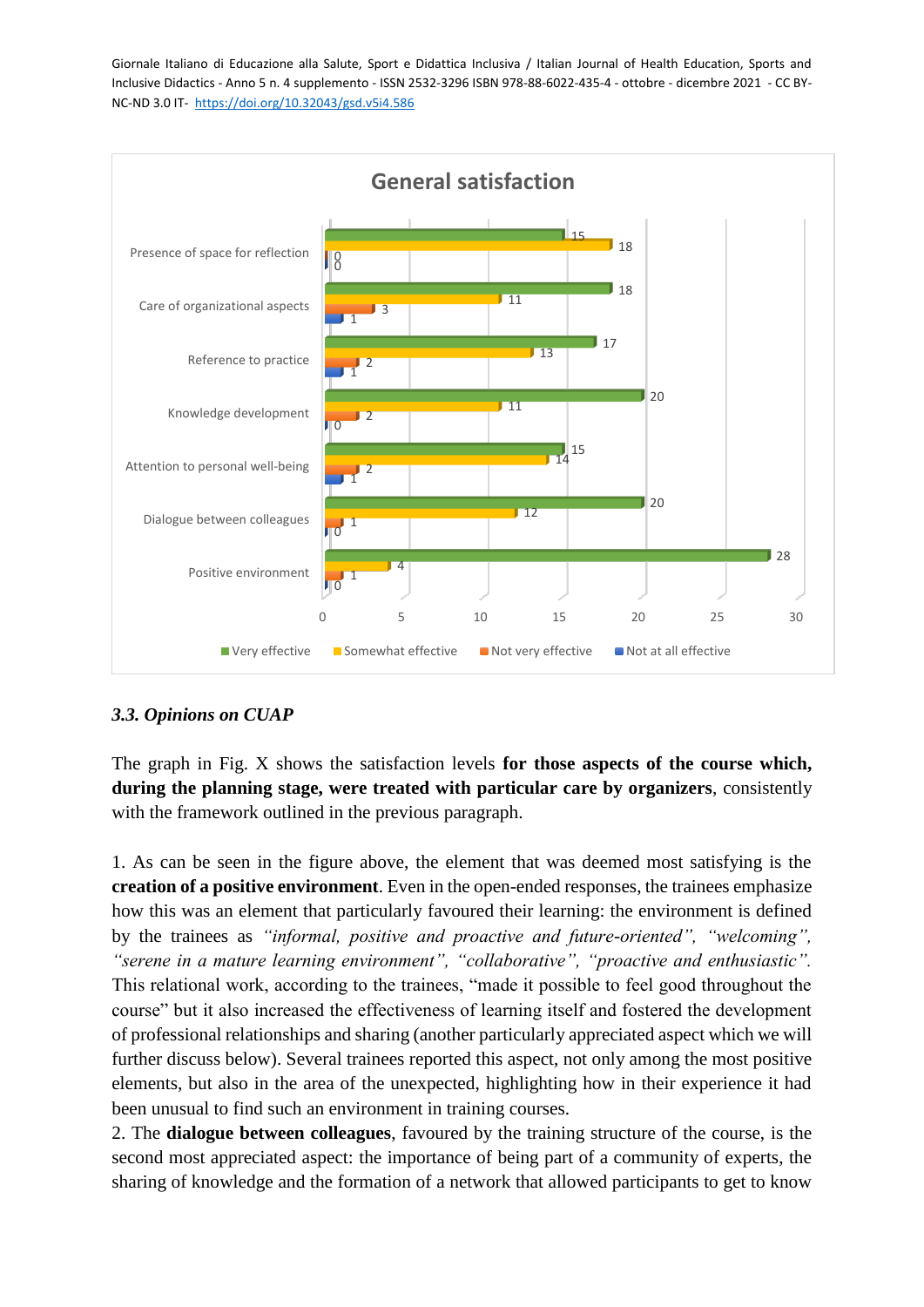**General satisfaction**

| | Very effective | Somewhat effective | Not very effective | Not at all effective |
|---|---|---|---|---|
| Presence of space for reflection | 15 | 18 | 0 | 0 |
| Care of organizational aspects | 18 | 11 | 3 | 1 |
| Reference to practice | 17 | 13 | 2 | 1 |
| Knowledge development | 20 | 11 | 2 | 0 |
| Attention to personal well-being | 15 | 14 | 2 | 1 |
| Dialogue between colleagues | 20 | 12 | 1 | 0 |
| Positive environment | 28 | 4 | 1 | 0 |

### *3.3. Opinions on CUAP*

The graph in Fig. X shows the satisfaction levels **for those aspects of the course which, during the planning stage, were treated with particular care by organizers**, consistently with the framework outlined in the previous paragraph.

1. As can be seen in the figure above, the element that was deemed most satisfying is the **creation of a positive environment**. Even in the open-ended responses, the trainees emphasize how this was an element that particularly favoured their learning: the environment is defined by the trainees as *"informal, positive and proactive and future-oriented", "welcoming", "serene in a mature learning environment", "collaborative", "proactive and enthusiastic".* This relational work, according to the trainees, "made it possible to feel good throughout the course" but it also increased the effectiveness of learning itself and fostered the development of professional relationships and sharing (another particularly appreciated aspect which we will further discuss below). Several trainees reported this aspect, not only among the most positive elements, but also in the area of the unexpected, highlighting how in their experience it had been unusual to find such an environment in training courses.

2. The **dialogue between colleagues**, favoured by the training structure of the course, is the second most appreciated aspect: the importance of being part of a community of experts, the sharing of knowledge and the formation of a network that allowed participants to get to know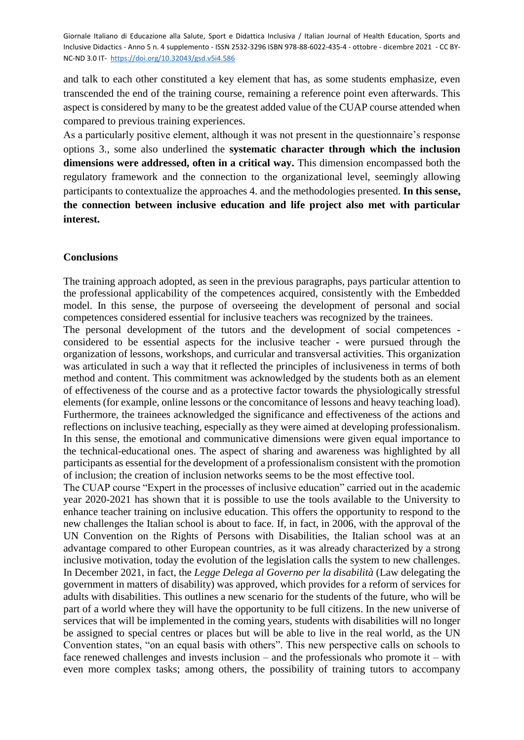and talk to each other constituted a key element that has, as some students emphasize, even transcended the end of the training course, remaining a reference point even afterwards. This aspect is considered by many to be the greatest added value of the CUAP course attended when compared to previous training experiences.

As a particularly positive element, although it was not present in the questionnaire's response options 3., some also underlined the **systematic character through which the inclusion dimensions were addressed, often in a critical way.** This dimension encompassed both the regulatory framework and the connection to the organizational level, seemingly allowing participants to contextualize the approaches 4. and the methodologies presented. **In this sense, the connection between inclusive education and life project also met with particular interest.**

## Conclusions

The training approach adopted, as seen in the previous paragraphs, pays particular attention to the professional applicability of the competences acquired, consistently with the Embedded model. In this sense, the purpose of overseeing the development of personal and social competences considered essential for inclusive teachers was recognized by the trainees.

The personal development of the tutors and the development of social competences - considered to be essential aspects for the inclusive teacher - were pursued through the organization of lessons, workshops, and curricular and transversal activities. This organization was articulated in such a way that it reflected the principles of inclusiveness in terms of both method and content. This commitment was acknowledged by the students both as an element of effectiveness of the course and as a protective factor towards the physiologically stressful elements (for example, online lessons or the concomitance of lessons and heavy teaching load). Furthermore, the trainees acknowledged the significance and effectiveness of the actions and reflections on inclusive teaching, especially as they were aimed at developing professionalism. In this sense, the emotional and communicative dimensions were given equal importance to the technical-educational ones. The aspect of sharing and awareness was highlighted by all participants as essential for the development of a professionalism consistent with the promotion of inclusion; the creation of inclusion networks seems to be the most effective tool.

The CUAP course "Expert in the processes of inclusive education" carried out in the academic year 2020-2021 has shown that it is possible to use the tools available to the University to enhance teacher training on inclusive education. This offers the opportunity to respond to the new challenges the Italian school is about to face. If, in fact, in 2006, with the approval of the UN Convention on the Rights of Persons with Disabilities, the Italian school was at an advantage compared to other European countries, as it was already characterized by a strong inclusive motivation, today the evolution of the legislation calls the system to new challenges. In December 2021, in fact, the *Legge Delega al Governo per la disabilità* (Law delegating the government in matters of disability) was approved, which provides for a reform of services for adults with disabilities. This outlines a new scenario for the students of the future, who will be part of a world where they will have the opportunity to be full citizens. In the new universe of services that will be implemented in the coming years, students with disabilities will no longer be assigned to special centres or places but will be able to live in the real world, as the UN Convention states, "on an equal basis with others". This new perspective calls on schools to face renewed challenges and invests inclusion – and the professionals who promote it – with even more complex tasks; among others, the possibility of training tutors to accompany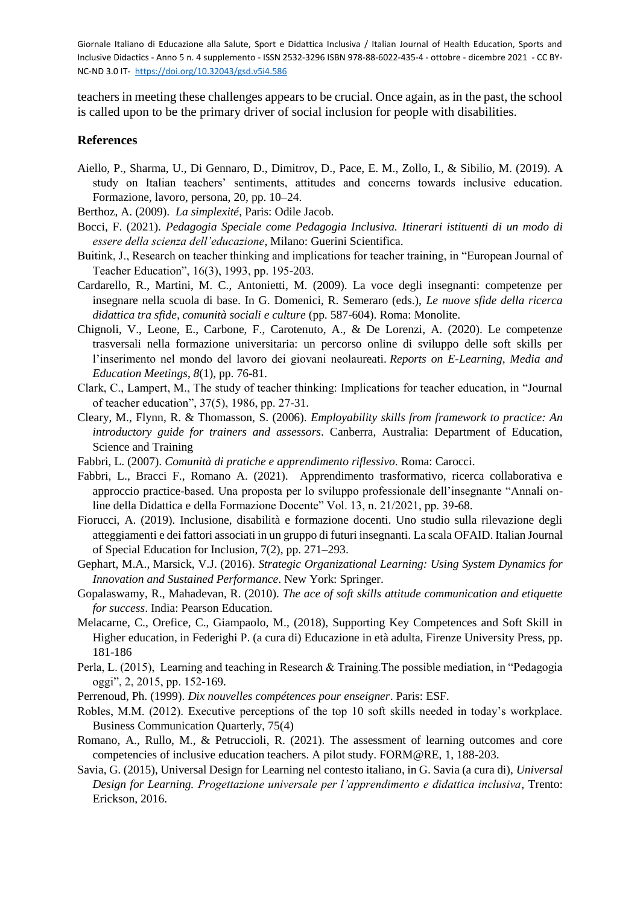teachers in meeting these challenges appears to be crucial. Once again, as in the past, the school is called upon to be the primary driver of social inclusion for people with disabilities.

## References

Aiello, P., Sharma, U., Di Gennaro, D., Dimitrov, D., Pace, E. M., Zollo, I., & Sibilio, M. (2019). A study on Italian teachers' sentiments, attitudes and concerns towards inclusive education. Formazione, lavoro, persona, 20, pp. 10–24.

Berthoz, A. (2009). *La simplexité*, Paris: Odile Jacob.

Bocci, F. (2021). *Pedagogia Speciale come Pedagogia Inclusiva. Itinerari istituenti di un modo di essere della scienza dell'educazione*, Milano: Guerini Scientifica.

Buitink, J., Research on teacher thinking and implications for teacher training, in "European Journal of Teacher Education", 16(3), 1993, pp. 195-203.

Cardarello, R., Martini, M. C., Antonietti, M. (2009). La voce degli insegnanti: competenze per insegnare nella scuola di base. In G. Domenici, R. Semeraro (eds.), *Le nuove sfide della ricerca didattica tra sfide, comunità sociali e culture* (pp. 587-604). Roma: Monolite.

Chignoli, V., Leone, E., Carbone, F., Carotenuto, A., & De Lorenzi, A. (2020). Le competenze trasversali nella formazione universitaria: un percorso online di sviluppo delle soft skills per l'inserimento nel mondo del lavoro dei giovani neolaureati. *Reports on E-Learning, Media and Education Meetings*, *8*(1), pp. 76-81.

Clark, C., Lampert, M., The study of teacher thinking: Implications for teacher education, in "Journal of teacher education", 37(5), 1986, pp. 27-31.

Cleary, M., Flynn, R. & Thomasson, S. (2006). *Employability skills from framework to practice: An introductory guide for trainers and assessors*. Canberra, Australia: Department of Education, Science and Training

Fabbri, L. (2007). *Comunità di pratiche e apprendimento riflessivo*. Roma: Carocci.

Fabbri, L., Bracci F., Romano A. (2021). Apprendimento trasformativo, ricerca collaborativa e approccio practice-based. Una proposta per lo sviluppo professionale dell'insegnante "Annali on-line della Didattica e della Formazione Docente" Vol. 13, n. 21/2021, pp. 39-68.

Fiorucci, A. (2019). Inclusione, disabilità e formazione docenti. Uno studio sulla rilevazione degli atteggiamenti e dei fattori associati in un gruppo di futuri insegnanti. La scala OFAID. Italian Journal of Special Education for Inclusion, 7(2), pp. 271–293.

Gephart, M.A., Marsick, V.J. (2016). *Strategic Organizational Learning: Using System Dynamics for Innovation and Sustained Performance*. New York: Springer.

Gopalaswamy, R., Mahadevan, R. (2010). *The ace of soft skills attitude communication and etiquette for success*. India: Pearson Education.

Melacarne, C., Orefice, C., Giampaolo, M., (2018), Supporting Key Competences and Soft Skill in Higher education, in Federighi P. (a cura di) Educazione in età adulta, Firenze University Press, pp. 181-186

Perla, L. (2015), Learning and teaching in Research & Training.The possible mediation, in "Pedagogia oggi", 2, 2015, pp. 152-169.

Perrenoud, Ph. (1999). *Dix nouvelles compétences pour enseigner*. Paris: ESF.

Robles, M.M. (2012). Executive perceptions of the top 10 soft skills needed in today's workplace. Business Communication Quarterly, 75(4)

Romano, A., Rullo, M., & Petruccioli, R. (2021). The assessment of learning outcomes and core competencies of inclusive education teachers. A pilot study. FORM@RE, 1, 188-203.

Savia, G. (2015), Universal Design for Learning nel contesto italiano, in G. Savia (a cura di), *Universal Design for Learning. Progettazione universale per l'apprendimento e didattica inclusiva*, Trento: Erickson, 2016.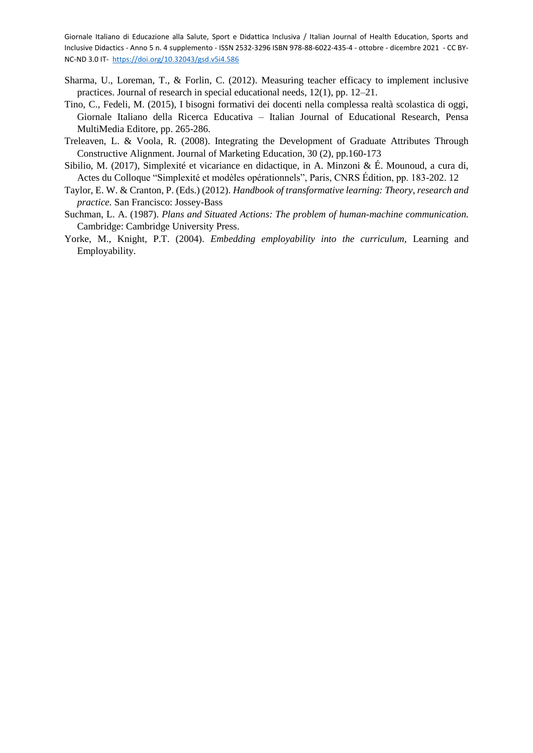Sharma, U., Loreman, T., & Forlin, C. (2012). Measuring teacher efficacy to implement inclusive practices. Journal of research in special educational needs, 12(1), pp. 12–21.

Tino, C., Fedeli, M. (2015), I bisogni formativi dei docenti nella complessa realtà scolastica di oggi, Giornale Italiano della Ricerca Educativa – Italian Journal of Educational Research, Pensa MultiMedia Editore, pp. 265-286.

Treleaven, L. & Voola, R. (2008). Integrating the Development of Graduate Attributes Through Constructive Alignment. Journal of Marketing Education, 30 (2), pp.160-173

Sibilio, M. (2017), Simplexité et vicariance en didactique, in A. Minzoni & É. Mounoud, a cura di, Actes du Colloque "Simplexité et modèles opérationnels", Paris, CNRS Édition, pp. 183-202. 12

Taylor, E. W. & Cranton, P. (Eds.) (2012). *Handbook of transformative learning: Theory, research and practice.* San Francisco: Jossey-Bass

Suchman, L. A. (1987). *Plans and Situated Actions: The problem of human-machine communication.* Cambridge: Cambridge University Press.

Yorke, M., Knight, P.T. (2004). *Embedding employability into the curriculum*, Learning and Employability.